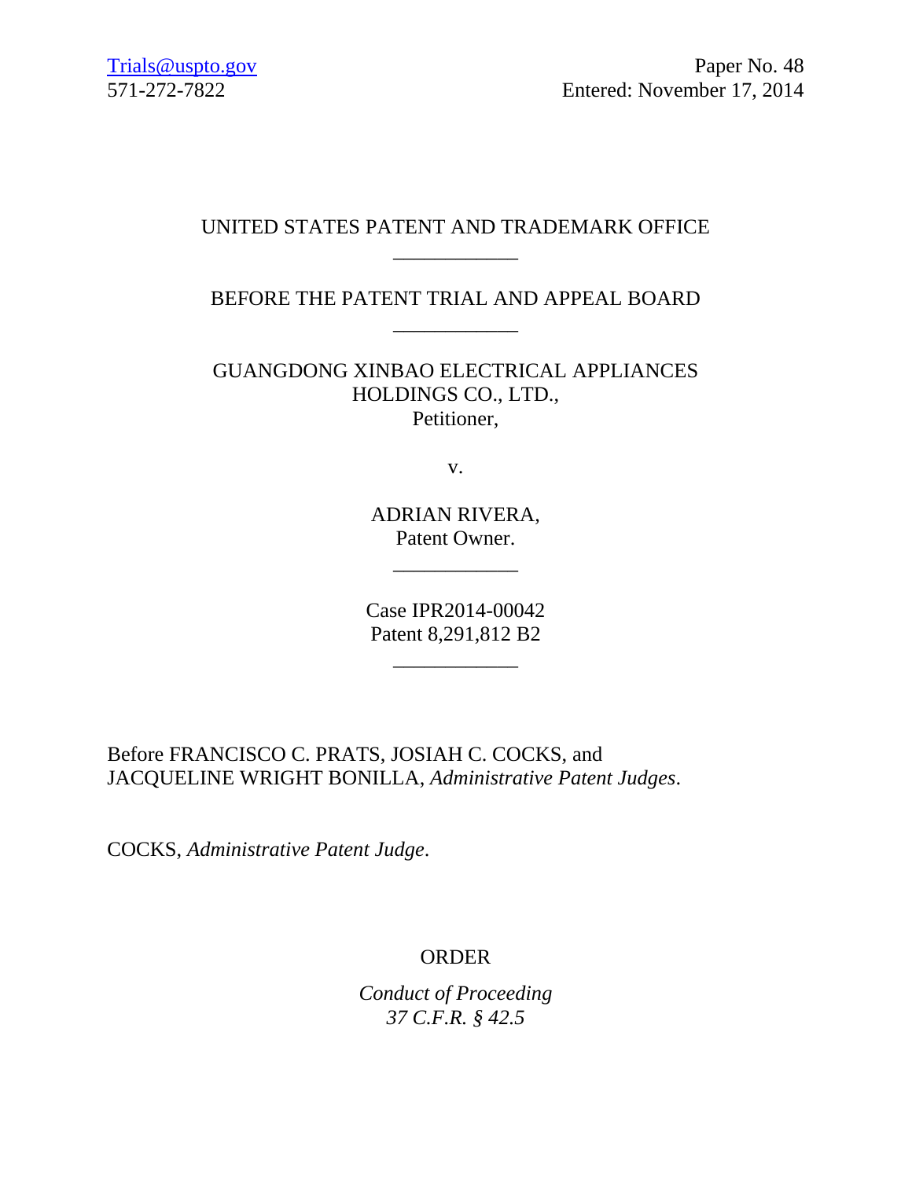Trials@uspto.gov
571-272-7822

Paper No. 48
Entered: November 17, 2014

UNITED STATES PATENT AND TRADEMARK OFFICE

____________

BEFORE THE PATENT TRIAL AND APPEAL BOARD

____________

GUANGDONG XINBAO ELECTRICAL APPLIANCES HOLDINGS CO., LTD.,
Petitioner,

v.

ADRIAN RIVERA,
Patent Owner.

____________

Case IPR2014-00042
Patent 8,291,812 B2

____________

Before FRANCISCO C. PRATS, JOSIAH C. COCKS, and JACQUELINE WRIGHT BONILLA, *Administrative Patent Judges*.

COCKS, *Administrative Patent Judge*.

ORDER

*Conduct of Proceeding*
*37 C.F.R. § 42.5*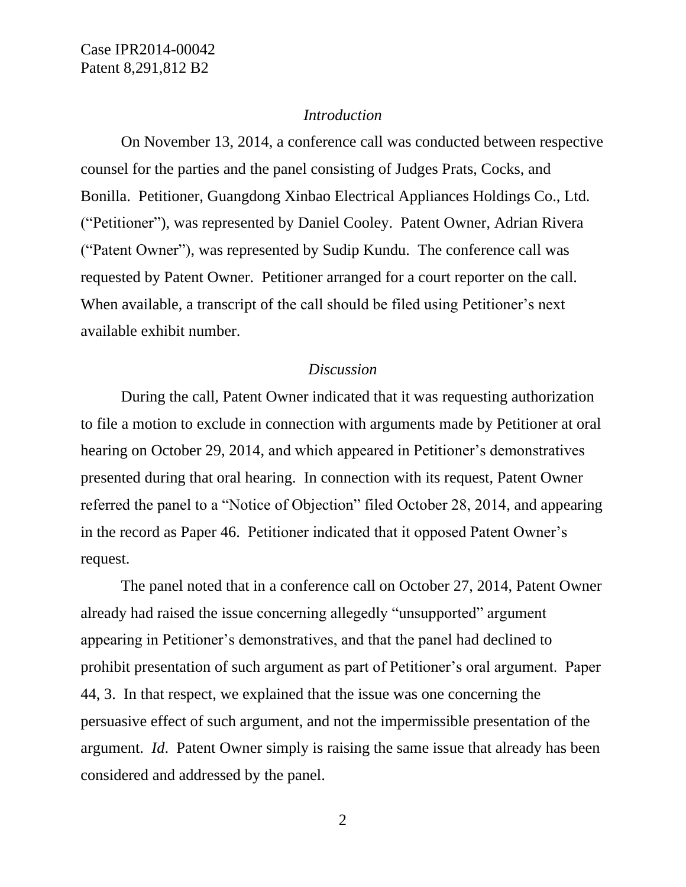*Introduction*

On November 13, 2014, a conference call was conducted between respective counsel for the parties and the panel consisting of Judges Prats, Cocks, and Bonilla. Petitioner, Guangdong Xinbao Electrical Appliances Holdings Co., Ltd. ("Petitioner"), was represented by Daniel Cooley. Patent Owner, Adrian Rivera ("Patent Owner"), was represented by Sudip Kundu. The conference call was requested by Patent Owner. Petitioner arranged for a court reporter on the call. When available, a transcript of the call should be filed using Petitioner's next available exhibit number.

*Discussion*

During the call, Patent Owner indicated that it was requesting authorization to file a motion to exclude in connection with arguments made by Petitioner at oral hearing on October 29, 2014, and which appeared in Petitioner's demonstratives presented during that oral hearing. In connection with its request, Patent Owner referred the panel to a "Notice of Objection" filed October 28, 2014, and appearing in the record as Paper 46. Petitioner indicated that it opposed Patent Owner's request.

The panel noted that in a conference call on October 27, 2014, Patent Owner already had raised the issue concerning allegedly "unsupported" argument appearing in Petitioner's demonstratives, and that the panel had declined to prohibit presentation of such argument as part of Petitioner's oral argument. Paper 44, 3. In that respect, we explained that the issue was one concerning the persuasive effect of such argument, and not the impermissible presentation of the argument. *Id*. Patent Owner simply is raising the same issue that already has been considered and addressed by the panel.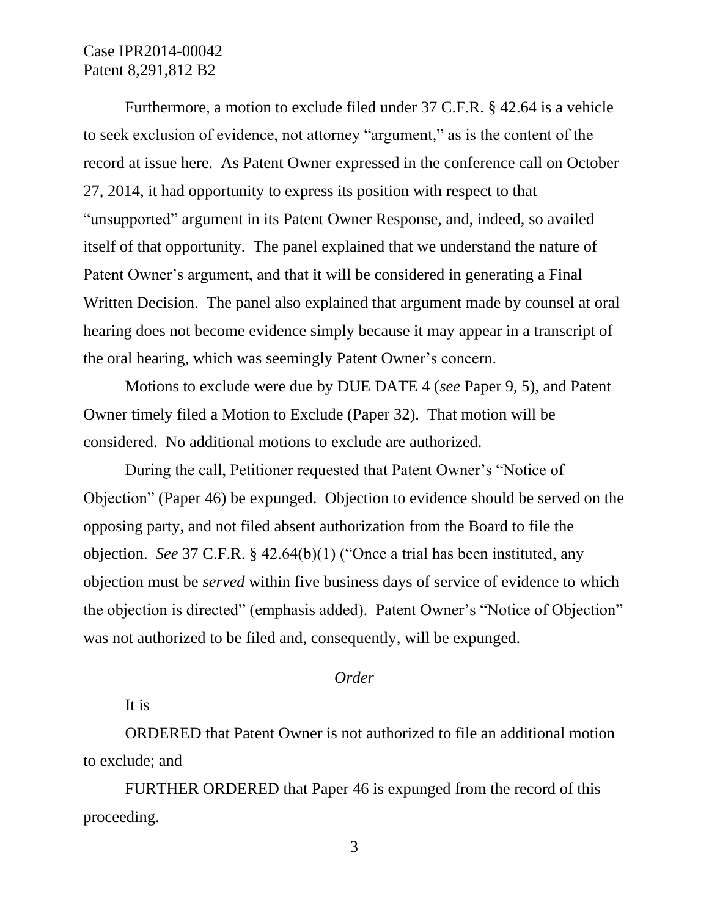Furthermore, a motion to exclude filed under 37 C.F.R. § 42.64 is a vehicle to seek exclusion of evidence, not attorney "argument," as is the content of the record at issue here. As Patent Owner expressed in the conference call on October 27, 2014, it had opportunity to express its position with respect to that "unsupported" argument in its Patent Owner Response, and, indeed, so availed itself of that opportunity. The panel explained that we understand the nature of Patent Owner's argument, and that it will be considered in generating a Final Written Decision. The panel also explained that argument made by counsel at oral hearing does not become evidence simply because it may appear in a transcript of the oral hearing, which was seemingly Patent Owner's concern.

Motions to exclude were due by DUE DATE 4 (*see* Paper 9, 5), and Patent Owner timely filed a Motion to Exclude (Paper 32). That motion will be considered. No additional motions to exclude are authorized.

During the call, Petitioner requested that Patent Owner's "Notice of Objection" (Paper 46) be expunged. Objection to evidence should be served on the opposing party, and not filed absent authorization from the Board to file the objection. *See* 37 C.F.R. § 42.64(b)(1) ("Once a trial has been instituted, any objection must be *served* within five business days of service of evidence to which the objection is directed" (emphasis added). Patent Owner's "Notice of Objection" was not authorized to be filed and, consequently, will be expunged.

*Order*

It is

ORDERED that Patent Owner is not authorized to file an additional motion to exclude; and

FURTHER ORDERED that Paper 46 is expunged from the record of this proceeding.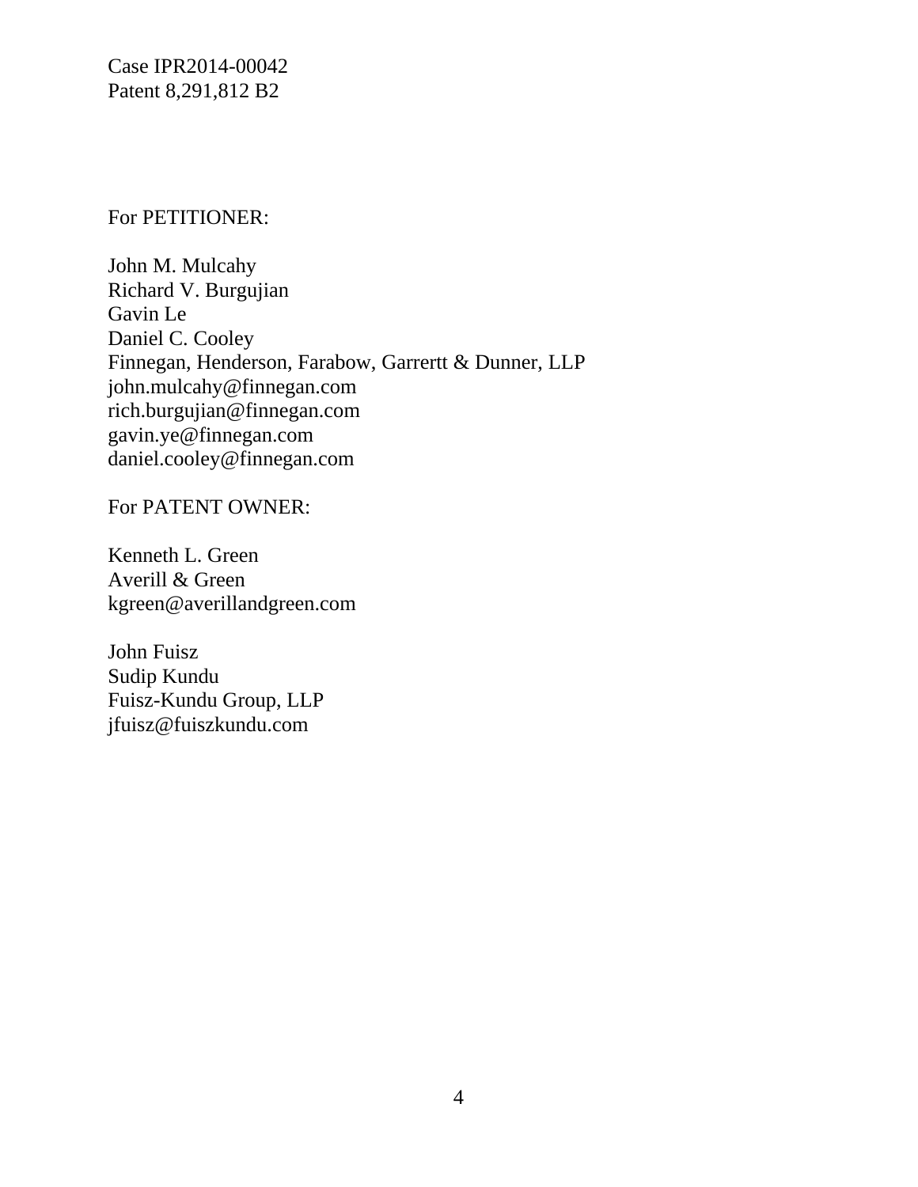For PETITIONER:

John M. Mulcahy
Richard V. Burgujian
Gavin Le
Daniel C. Cooley
Finnegan, Henderson, Farabow, Garrertt & Dunner, LLP
john.mulcahy@finnegan.com
rich.burgujian@finnegan.com
gavin.ye@finnegan.com
daniel.cooley@finnegan.com

For PATENT OWNER:

Kenneth L. Green
Averill & Green
kgreen@averillandgreen.com

John Fuisz
Sudip Kundu
Fuisz-Kundu Group, LLP
jfuisz@fuiszkundu.com